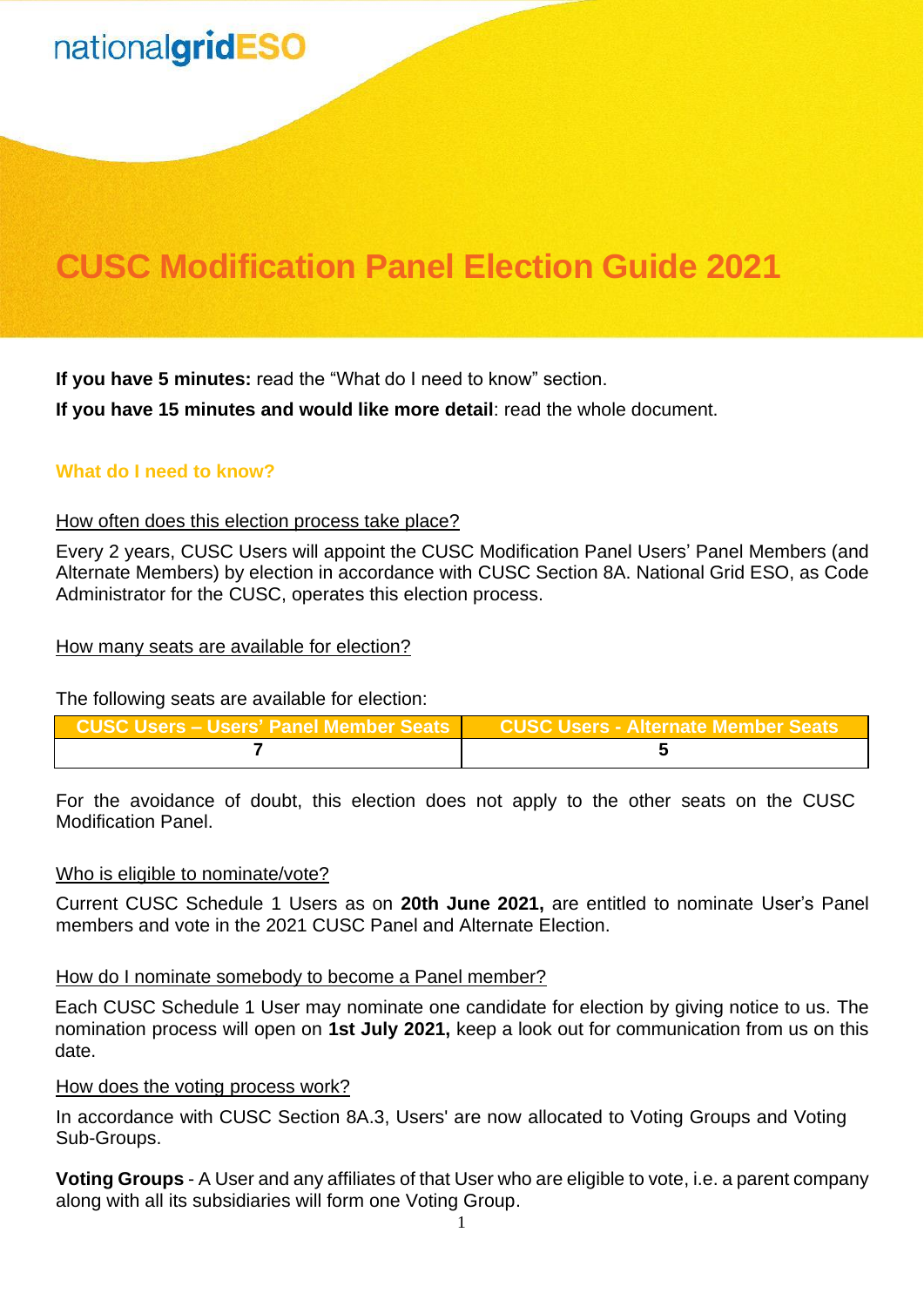nationalgridESO

# CUSC Modification Panel Election Guide 2021

**If you have 5 minutes:** read the "What do I need to know" section.

**If you have 15 minutes and would like more detail**: read the whole document.

## What do I need to know?

### How often does this election process take place?

Every 2 years, CUSC Users will appoint the CUSC Modification Panel Users' Panel Members (and Alternate Members) by election in accordance with CUSC Section 8A. National Grid ESO, as Code Administrator for the CUSC, operates this election process.

### How many seats are available for election?

The following seats are available for election:

| CUSC Users – Users' Panel Member Seats | CUSC Users - Alternate Member Seats |
| --- | --- |
| **7** | **5** |

For the avoidance of doubt, this election does not apply to the other seats on the CUSC Modification Panel.

### Who is eligible to nominate/vote?

Current CUSC Schedule 1 Users as on **20th June 2021,** are entitled to nominate User's Panel members and vote in the 2021 CUSC Panel and Alternate Election.

### How do I nominate somebody to become a Panel member?

Each CUSC Schedule 1 User may nominate one candidate for election by giving notice to us. The nomination process will open on **1st July 2021,** keep a look out for communication from us on this date.

### How does the voting process work?

In accordance with CUSC Section 8A.3, Users' are now allocated to Voting Groups and Voting Sub-Groups.

**Voting Groups** - A User and any affiliates of that User who are eligible to vote, i.e. a parent company along with all its subsidiaries will form one Voting Group.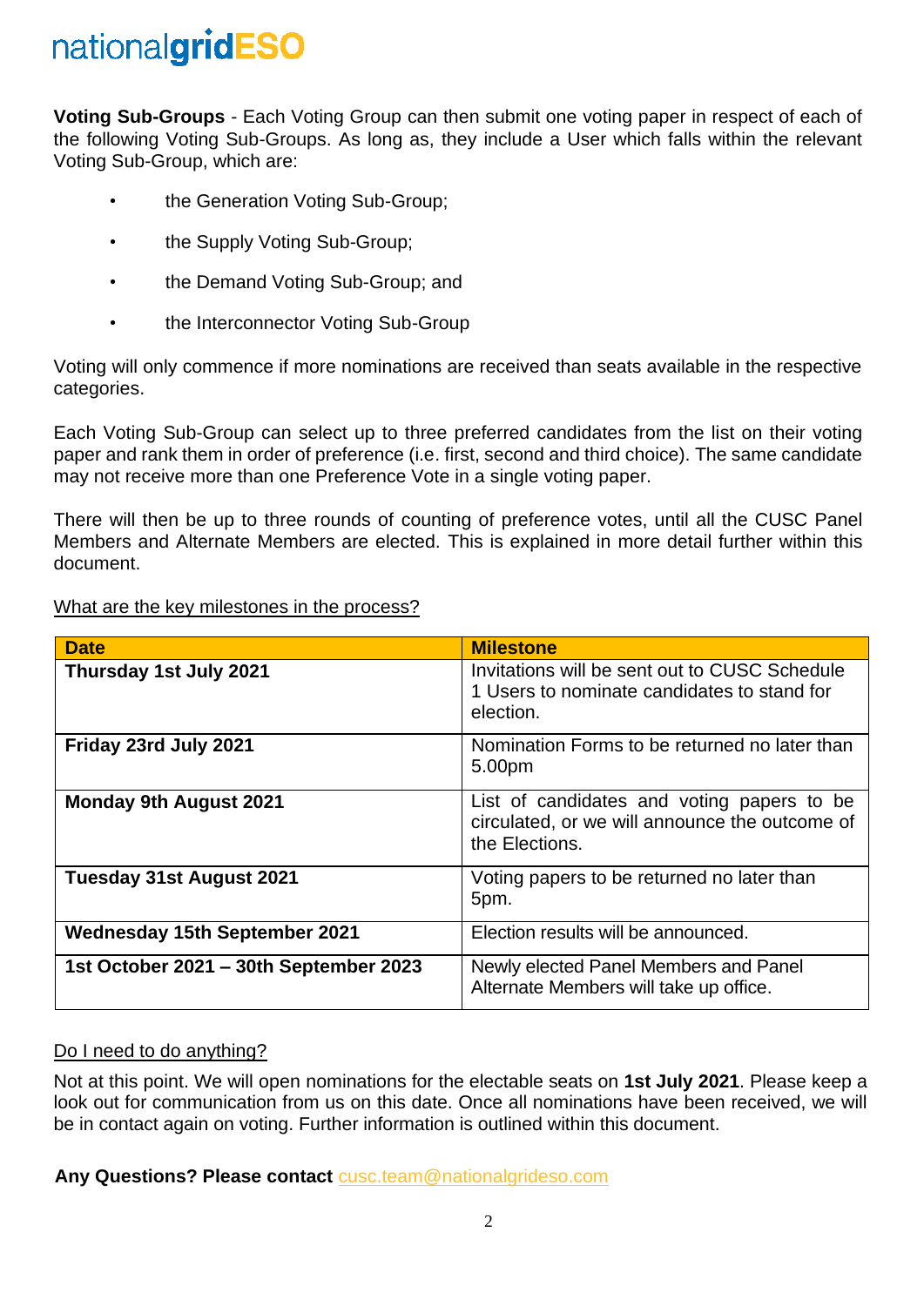**Voting Sub-Groups** - Each Voting Group can then submit one voting paper in respect of each of the following Voting Sub-Groups. As long as, they include a User which falls within the relevant Voting Sub-Group, which are:

- the Generation Voting Sub-Group;
- the Supply Voting Sub-Group;
- the Demand Voting Sub-Group; and
- the Interconnector Voting Sub-Group

Voting will only commence if more nominations are received than seats available in the respective categories.

Each Voting Sub-Group can select up to three preferred candidates from the list on their voting paper and rank them in order of preference (i.e. first, second and third choice). The same candidate may not receive more than one Preference Vote in a single voting paper.

There will then be up to three rounds of counting of preference votes, until all the CUSC Panel Members and Alternate Members are elected. This is explained in more detail further within this document.

What are the key milestones in the process?

| Date | Milestone |
|---|---|
| **Thursday 1st July 2021** | Invitations will be sent out to CUSC Schedule 1 Users to nominate candidates to stand for election. |
| **Friday 23rd July 2021** | Nomination Forms to be returned no later than 5.00pm |
| **Monday 9th August 2021** | List of candidates and voting papers to be circulated, or we will announce the outcome of the Elections. |
| **Tuesday 31st August 2021** | Voting papers to be returned no later than 5pm. |
| **Wednesday 15th September 2021** | Election results will be announced. |
| **1st October 2021 – 30th September 2023** | Newly elected Panel Members and Panel Alternate Members will take up office. |

Do I need to do anything?

Not at this point. We will open nominations for the electable seats on **1st July 2021**. Please keep a look out for communication from us on this date. Once all nominations have been received, we will be in contact again on voting. Further information is outlined within this document.

**Any Questions? Please contact** cusc.team@nationalgrideso.com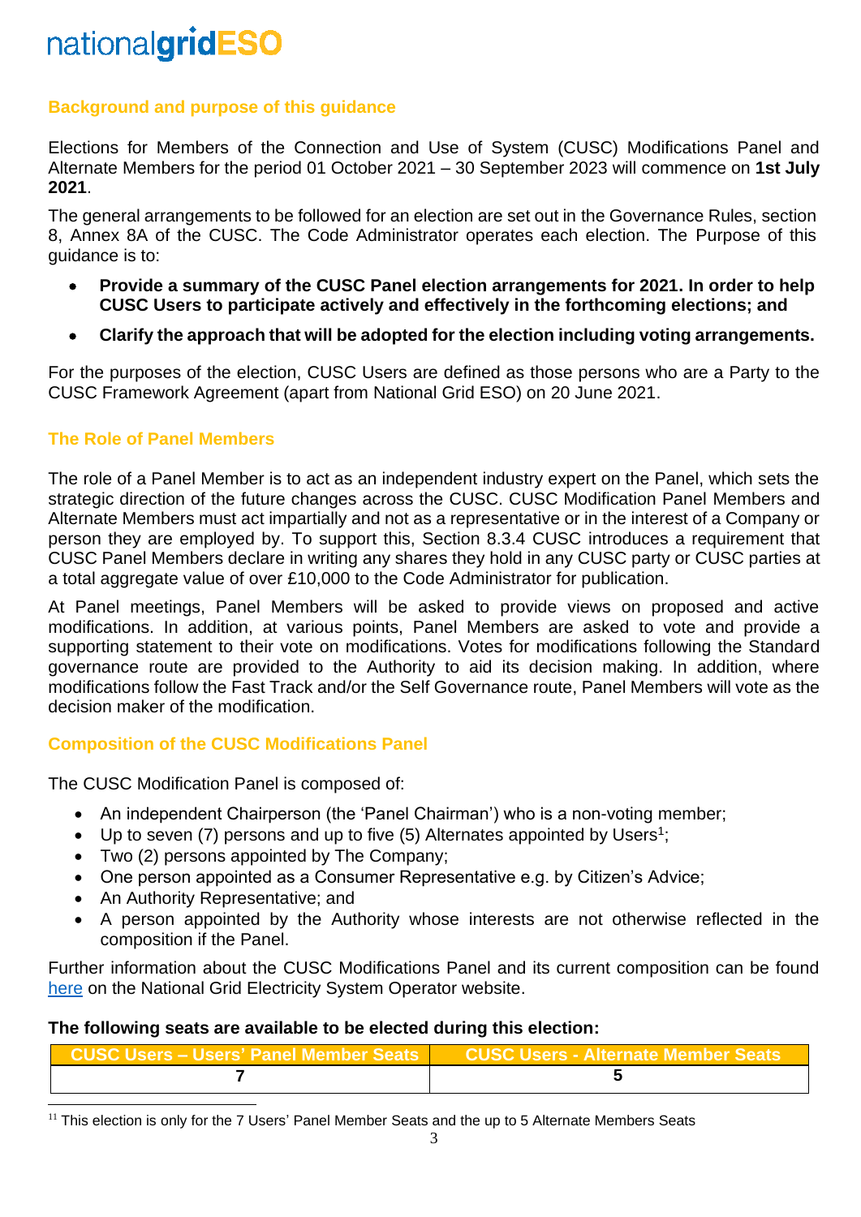nationalgridESO

## Background and purpose of this guidance

Elections for Members of the Connection and Use of System (CUSC) Modifications Panel and Alternate Members for the period 01 October 2021 – 30 September 2023 will commence on **1st July 2021**.

The general arrangements to be followed for an election are set out in the Governance Rules, section 8, Annex 8A of the CUSC. The Code Administrator operates each election. The Purpose of this guidance is to:

- **Provide a summary of the CUSC Panel election arrangements for 2021. In order to help CUSC Users to participate actively and effectively in the forthcoming elections; and**
- **Clarify the approach that will be adopted for the election including voting arrangements.**

For the purposes of the election, CUSC Users are defined as those persons who are a Party to the CUSC Framework Agreement (apart from National Grid ESO) on 20 June 2021.

## The Role of Panel Members

The role of a Panel Member is to act as an independent industry expert on the Panel, which sets the strategic direction of the future changes across the CUSC. CUSC Modification Panel Members and Alternate Members must act impartially and not as a representative or in the interest of a Company or person they are employed by. To support this, Section 8.3.4 CUSC introduces a requirement that CUSC Panel Members declare in writing any shares they hold in any CUSC party or CUSC parties at a total aggregate value of over £10,000 to the Code Administrator for publication.

At Panel meetings, Panel Members will be asked to provide views on proposed and active modifications. In addition, at various points, Panel Members are asked to vote and provide a supporting statement to their vote on modifications. Votes for modifications following the Standard governance route are provided to the Authority to aid its decision making. In addition, where modifications follow the Fast Track and/or the Self Governance route, Panel Members will vote as the decision maker of the modification.

## Composition of the CUSC Modifications Panel

The CUSC Modification Panel is composed of:

- An independent Chairperson (the 'Panel Chairman') who is a non-voting member;
- Up to seven (7) persons and up to five (5) Alternates appointed by Users[1];
- Two (2) persons appointed by The Company;
- One person appointed as a Consumer Representative e.g. by Citizen's Advice;
- An Authority Representative; and
- A person appointed by the Authority whose interests are not otherwise reflected in the composition if the Panel.

Further information about the CUSC Modifications Panel and its current composition can be found here on the National Grid Electricity System Operator website.

**The following seats are available to be elected during this election:**

| CUSC Users – Users' Panel Member Seats | CUSC Users - Alternate Member Seats |
|---|---|
| **7** | **5** |

[1] This election is only for the 7 Users' Panel Member Seats and the up to 5 Alternate Members Seats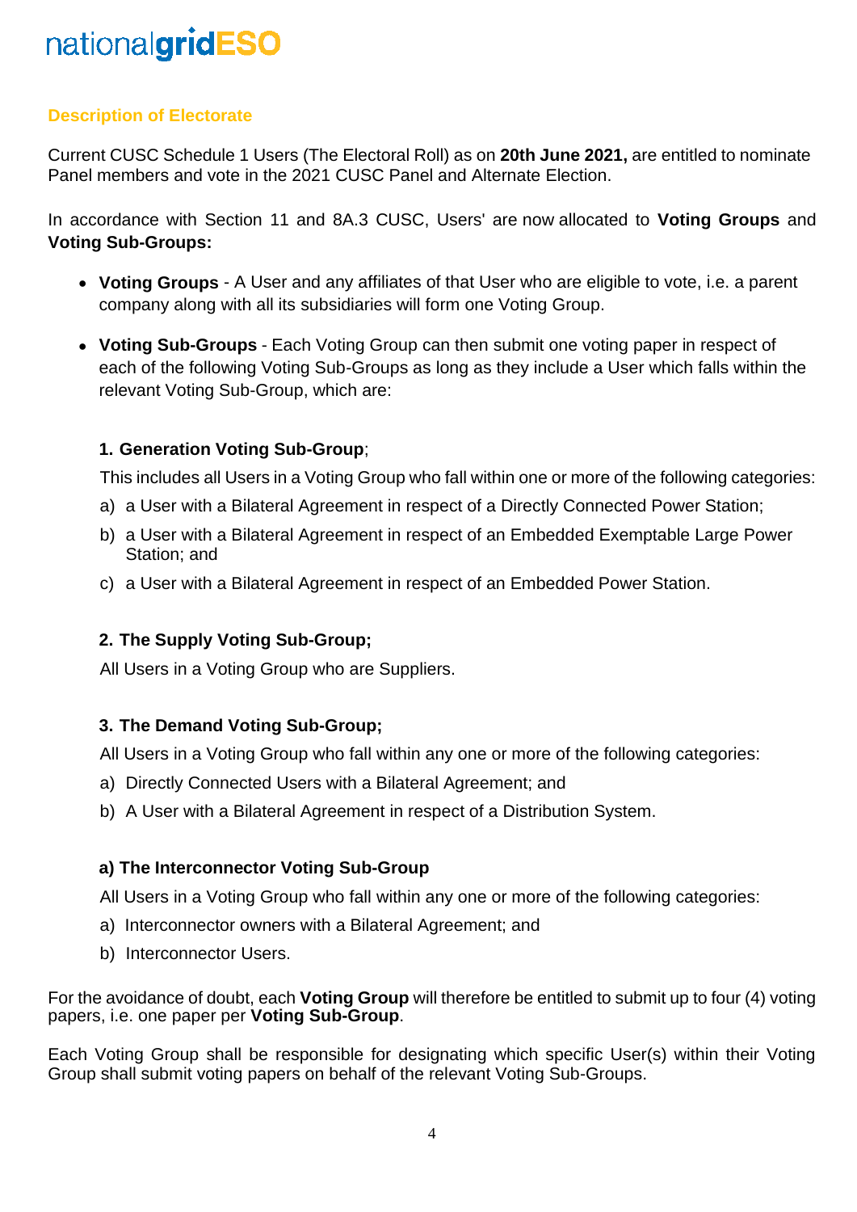## Description of Electorate

Current CUSC Schedule 1 Users (The Electoral Roll) as on **20th June 2021,** are entitled to nominate Panel members and vote in the 2021 CUSC Panel and Alternate Election.

In accordance with Section 11 and 8A.3 CUSC, Users' are now allocated to **Voting Groups** and **Voting Sub-Groups:**

- **Voting Groups** - A User and any affiliates of that User who are eligible to vote, i.e. a parent company along with all its subsidiaries will form one Voting Group.
- **Voting Sub-Groups** - Each Voting Group can then submit one voting paper in respect of each of the following Voting Sub-Groups as long as they include a User which falls within the relevant Voting Sub-Group, which are:

**1. Generation Voting Sub-Group**;

This includes all Users in a Voting Group who fall within one or more of the following categories:

a) a User with a Bilateral Agreement in respect of a Directly Connected Power Station;

b) a User with a Bilateral Agreement in respect of an Embedded Exemptable Large Power Station; and

c) a User with a Bilateral Agreement in respect of an Embedded Power Station.

**2. The Supply Voting Sub-Group;**

All Users in a Voting Group who are Suppliers.

**3. The Demand Voting Sub-Group;**

All Users in a Voting Group who fall within any one or more of the following categories:

a) Directly Connected Users with a Bilateral Agreement; and

b) A User with a Bilateral Agreement in respect of a Distribution System.

**a) The Interconnector Voting Sub-Group**

All Users in a Voting Group who fall within any one or more of the following categories:

a) Interconnector owners with a Bilateral Agreement; and

b) Interconnector Users.

For the avoidance of doubt, each **Voting Group** will therefore be entitled to submit up to four (4) voting papers, i.e. one paper per **Voting Sub-Group**.

Each Voting Group shall be responsible for designating which specific User(s) within their Voting Group shall submit voting papers on behalf of the relevant Voting Sub-Groups.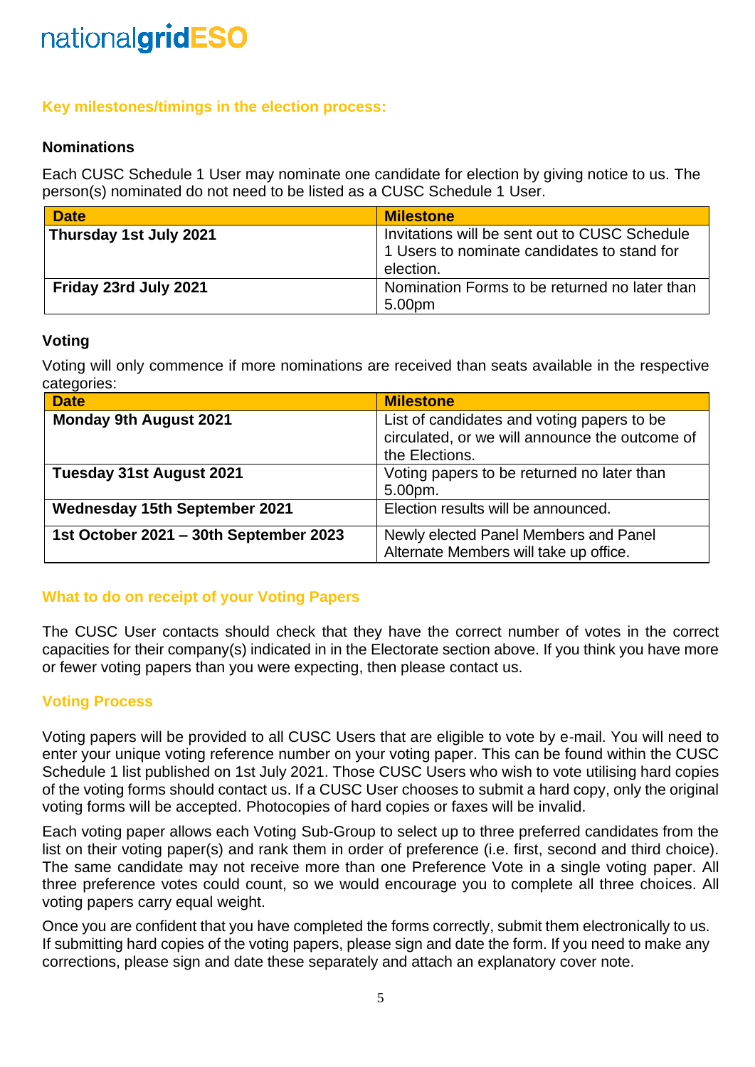## Key milestones/timings in the election process:

### Nominations

Each CUSC Schedule 1 User may nominate one candidate for election by giving notice to us. The person(s) nominated do not need to be listed as a CUSC Schedule 1 User.

| Date | Milestone |
|---|---|
| **Thursday 1st July 2021** | Invitations will be sent out to CUSC Schedule 1 Users to nominate candidates to stand for election. |
| **Friday 23rd July 2021** | Nomination Forms to be returned no later than 5.00pm |

### Voting

Voting will only commence if more nominations are received than seats available in the respective categories:

| Date | Milestone |
|---|---|
| **Monday 9th August 2021** | List of candidates and voting papers to be circulated, or we will announce the outcome of the Elections. |
| **Tuesday 31st August 2021** | Voting papers to be returned no later than 5.00pm. |
| **Wednesday 15th September 2021** | Election results will be announced. |
| **1st October 2021 – 30th September 2023** | Newly elected Panel Members and Panel Alternate Members will take up office. |

## What to do on receipt of your Voting Papers

The CUSC User contacts should check that they have the correct number of votes in the correct capacities for their company(s) indicated in in the Electorate section above. If you think you have more or fewer voting papers than you were expecting, then please contact us.

## Voting Process

Voting papers will be provided to all CUSC Users that are eligible to vote by e-mail. You will need to enter your unique voting reference number on your voting paper. This can be found within the CUSC Schedule 1 list published on 1st July 2021. Those CUSC Users who wish to vote utilising hard copies of the voting forms should contact us. If a CUSC User chooses to submit a hard copy, only the original voting forms will be accepted. Photocopies of hard copies or faxes will be invalid.

Each voting paper allows each Voting Sub-Group to select up to three preferred candidates from the list on their voting paper(s) and rank them in order of preference (i.e. first, second and third choice). The same candidate may not receive more than one Preference Vote in a single voting paper. All three preference votes could count, so we would encourage you to complete all three choices. All voting papers carry equal weight.

Once you are confident that you have completed the forms correctly, submit them electronically to us. If submitting hard copies of the voting papers, please sign and date the form. If you need to make any corrections, please sign and date these separately and attach an explanatory cover note.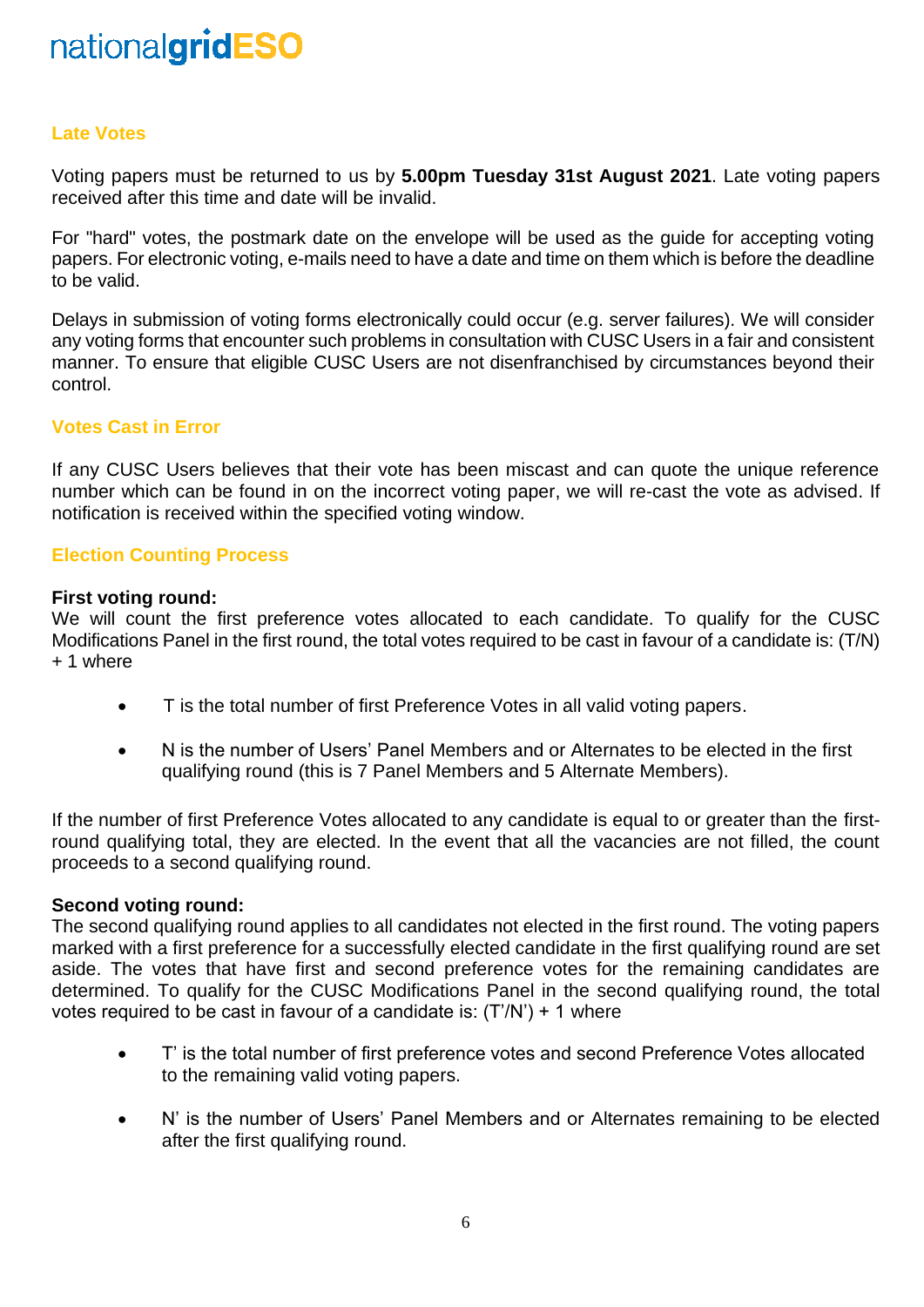## Late Votes

Voting papers must be returned to us by **5.00pm Tuesday 31st August 2021**. Late voting papers received after this time and date will be invalid.

For "hard" votes, the postmark date on the envelope will be used as the guide for accepting voting papers. For electronic voting, e-mails need to have a date and time on them which is before the deadline to be valid.

Delays in submission of voting forms electronically could occur (e.g. server failures). We will consider any voting forms that encounter such problems in consultation with CUSC Users in a fair and consistent manner. To ensure that eligible CUSC Users are not disenfranchised by circumstances beyond their control.

## Votes Cast in Error

If any CUSC Users believes that their vote has been miscast and can quote the unique reference number which can be found in on the incorrect voting paper, we will re-cast the vote as advised. If notification is received within the specified voting window.

## Election Counting Process

**First voting round:**
We will count the first preference votes allocated to each candidate. To qualify for the CUSC Modifications Panel in the first round, the total votes required to be cast in favour of a candidate is: (T/N) + 1 where

- T is the total number of first Preference Votes in all valid voting papers.
- N is the number of Users' Panel Members and or Alternates to be elected in the first qualifying round (this is 7 Panel Members and 5 Alternate Members).

If the number of first Preference Votes allocated to any candidate is equal to or greater than the first-round qualifying total, they are elected. In the event that all the vacancies are not filled, the count proceeds to a second qualifying round.

**Second voting round:**
The second qualifying round applies to all candidates not elected in the first round. The voting papers marked with a first preference for a successfully elected candidate in the first qualifying round are set aside. The votes that have first and second preference votes for the remaining candidates are determined. To qualify for the CUSC Modifications Panel in the second qualifying round, the total votes required to be cast in favour of a candidate is: (T'/N') + 1 where

- T' is the total number of first preference votes and second Preference Votes allocated to the remaining valid voting papers.
- N' is the number of Users' Panel Members and or Alternates remaining to be elected after the first qualifying round.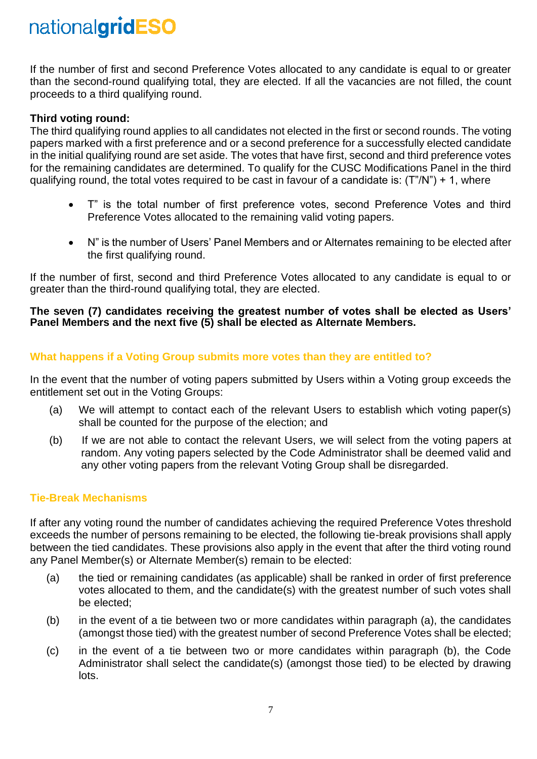If the number of first and second Preference Votes allocated to any candidate is equal to or greater than the second-round qualifying total, they are elected. If all the vacancies are not filled, the count proceeds to a third qualifying round.

**Third voting round:**

The third qualifying round applies to all candidates not elected in the first or second rounds. The voting papers marked with a first preference and or a second preference for a successfully elected candidate in the initial qualifying round are set aside. The votes that have first, second and third preference votes for the remaining candidates are determined. To qualify for the CUSC Modifications Panel in the third qualifying round, the total votes required to be cast in favour of a candidate is: (T"/N") + 1, where

- T" is the total number of first preference votes, second Preference Votes and third Preference Votes allocated to the remaining valid voting papers.
- N" is the number of Users' Panel Members and or Alternates remaining to be elected after the first qualifying round.

If the number of first, second and third Preference Votes allocated to any candidate is equal to or greater than the third-round qualifying total, they are elected.

**The seven (7) candidates receiving the greatest number of votes shall be elected as Users' Panel Members and the next five (5) shall be elected as Alternate Members.**

## What happens if a Voting Group submits more votes than they are entitled to?

In the event that the number of voting papers submitted by Users within a Voting group exceeds the entitlement set out in the Voting Groups:

(a) We will attempt to contact each of the relevant Users to establish which voting paper(s) shall be counted for the purpose of the election; and

(b) If we are not able to contact the relevant Users, we will select from the voting papers at random. Any voting papers selected by the Code Administrator shall be deemed valid and any other voting papers from the relevant Voting Group shall be disregarded.

## Tie-Break Mechanisms

If after any voting round the number of candidates achieving the required Preference Votes threshold exceeds the number of persons remaining to be elected, the following tie-break provisions shall apply between the tied candidates. These provisions also apply in the event that after the third voting round any Panel Member(s) or Alternate Member(s) remain to be elected:

(a) the tied or remaining candidates (as applicable) shall be ranked in order of first preference votes allocated to them, and the candidate(s) with the greatest number of such votes shall be elected;

(b) in the event of a tie between two or more candidates within paragraph (a), the candidates (amongst those tied) with the greatest number of second Preference Votes shall be elected;

(c) in the event of a tie between two or more candidates within paragraph (b), the Code Administrator shall select the candidate(s) (amongst those tied) to be elected by drawing lots.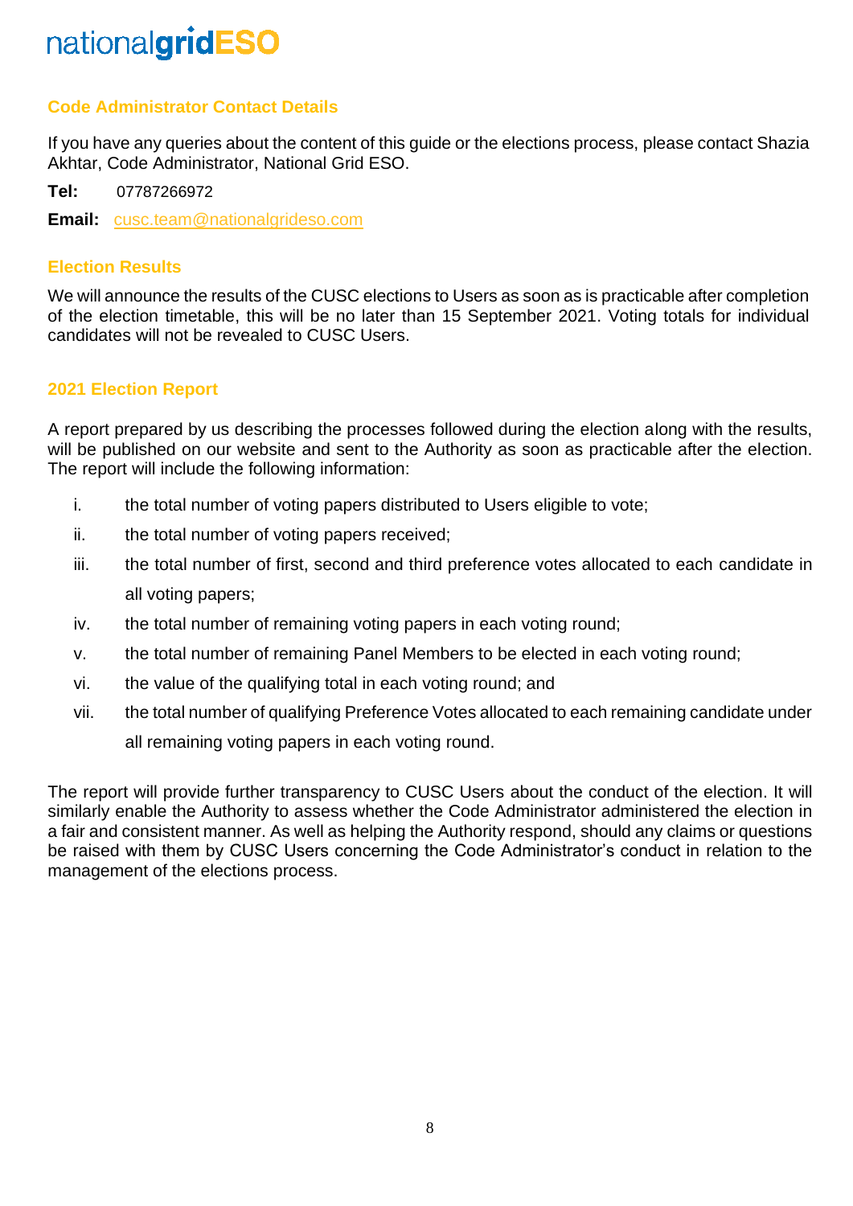## Code Administrator Contact Details

If you have any queries about the content of this guide or the elections process, please contact Shazia Akhtar, Code Administrator, National Grid ESO.

**Tel:** 07787266972

**Email:** cusc.team@nationalgrideso.com

## Election Results

We will announce the results of the CUSC elections to Users as soon as is practicable after completion of the election timetable, this will be no later than 15 September 2021. Voting totals for individual candidates will not be revealed to CUSC Users.

## 2021 Election Report

A report prepared by us describing the processes followed during the election along with the results, will be published on our website and sent to the Authority as soon as practicable after the election. The report will include the following information:

i. the total number of voting papers distributed to Users eligible to vote;

ii. the total number of voting papers received;

iii. the total number of first, second and third preference votes allocated to each candidate in all voting papers;

iv. the total number of remaining voting papers in each voting round;

v. the total number of remaining Panel Members to be elected in each voting round;

vi. the value of the qualifying total in each voting round; and

vii. the total number of qualifying Preference Votes allocated to each remaining candidate under all remaining voting papers in each voting round.

The report will provide further transparency to CUSC Users about the conduct of the election. It will similarly enable the Authority to assess whether the Code Administrator administered the election in a fair and consistent manner. As well as helping the Authority respond, should any claims or questions be raised with them by CUSC Users concerning the Code Administrator's conduct in relation to the management of the elections process.